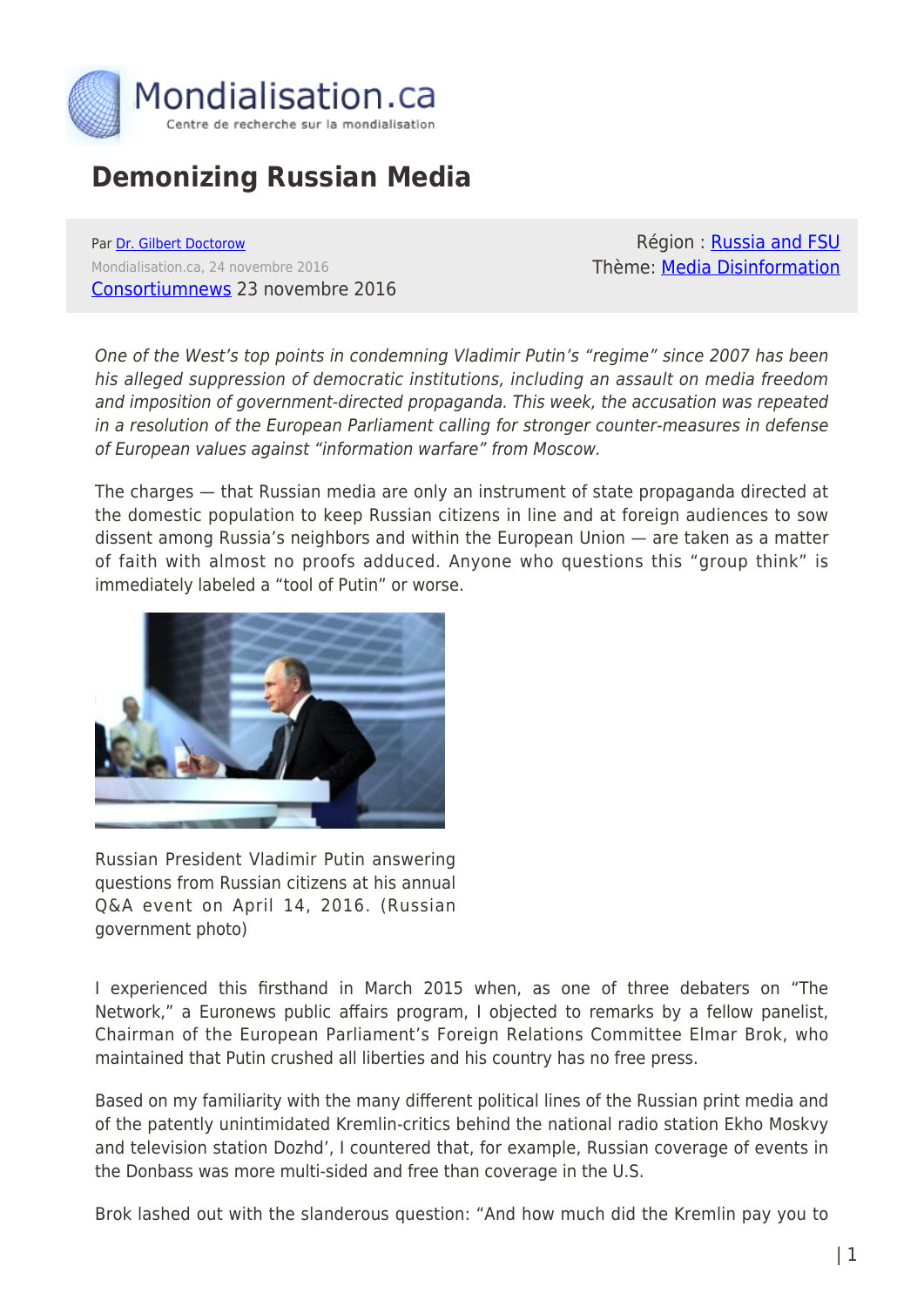# Demonizing Russian Media

Par Dr. Gilbert Doctorow
Mondialisation.ca, 24 novembre 2016
Consortiumnews 23 novembre 2016

Région : Russia and FSU
Thème: Media Disinformation

*One of the West's top points in condemning Vladimir Putin's "regime" since 2007 has been his alleged suppression of democratic institutions, including an assault on media freedom and imposition of government-directed propaganda. This week, the accusation was repeated in a resolution of the European Parliament calling for stronger counter-measures in defense of European values against "information warfare" from Moscow.*

The charges — that Russian media are only an instrument of state propaganda directed at the domestic population to keep Russian citizens in line and at foreign audiences to sow dissent among Russia's neighbors and within the European Union — are taken as a matter of faith with almost no proofs adduced. Anyone who questions this "group think" is immediately labeled a "tool of Putin" or worse.

Russian President Vladimir Putin answering questions from Russian citizens at his annual Q&A event on April 14, 2016. (Russian government photo)

I experienced this firsthand in March 2015 when, as one of three debaters on "The Network," a Euronews public affairs program, I objected to remarks by a fellow panelist, Chairman of the European Parliament's Foreign Relations Committee Elmar Brok, who maintained that Putin crushed all liberties and his country has no free press.

Based on my familiarity with the many different political lines of the Russian print media and of the patently unintimidated Kremlin-critics behind the national radio station Ekho Moskvy and television station Dozhd', I countered that, for example, Russian coverage of events in the Donbass was more multi-sided and free than coverage in the U.S.

Brok lashed out with the slanderous question: "And how much did the Kremlin pay you to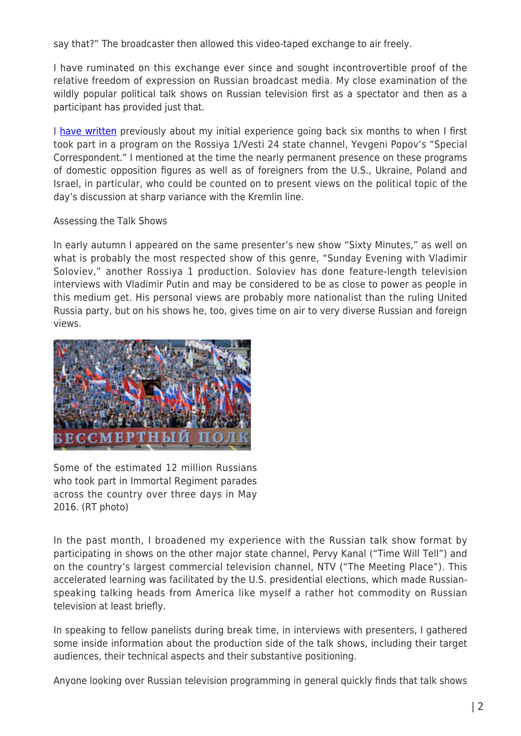say that?" The broadcaster then allowed this video-taped exchange to air freely.

I have ruminated on this exchange ever since and sought incontrovertible proof of the relative freedom of expression on Russian broadcast media. My close examination of the wildly popular political talk shows on Russian television first as a spectator and then as a participant has provided just that.

I have written previously about my initial experience going back six months to when I first took part in a program on the Rossiya 1/Vesti 24 state channel, Yevgeni Popov's "Special Correspondent." I mentioned at the time the nearly permanent presence on these programs of domestic opposition figures as well as of foreigners from the U.S., Ukraine, Poland and Israel, in particular, who could be counted on to present views on the political topic of the day's discussion at sharp variance with the Kremlin line.

## Assessing the Talk Shows

In early autumn I appeared on the same presenter's new show "Sixty Minutes," as well on what is probably the most respected show of this genre, "Sunday Evening with Vladimir Soloviev," another Rossiya 1 production. Soloviev has done feature-length television interviews with Vladimir Putin and may be considered to be as close to power as people in this medium get. His personal views are probably more nationalist than the ruling United Russia party, but on his shows he, too, gives time on air to very diverse Russian and foreign views.

Some of the estimated 12 million Russians who took part in Immortal Regiment parades across the country over three days in May 2016. (RT photo)

In the past month, I broadened my experience with the Russian talk show format by participating in shows on the other major state channel, Pervy Kanal ("Time Will Tell") and on the country's largest commercial television channel, NTV ("The Meeting Place"). This accelerated learning was facilitated by the U.S. presidential elections, which made Russian-speaking talking heads from America like myself a rather hot commodity on Russian television at least briefly.

In speaking to fellow panelists during break time, in interviews with presenters, I gathered some inside information about the production side of the talk shows, including their target audiences, their technical aspects and their substantive positioning.

Anyone looking over Russian television programming in general quickly finds that talk shows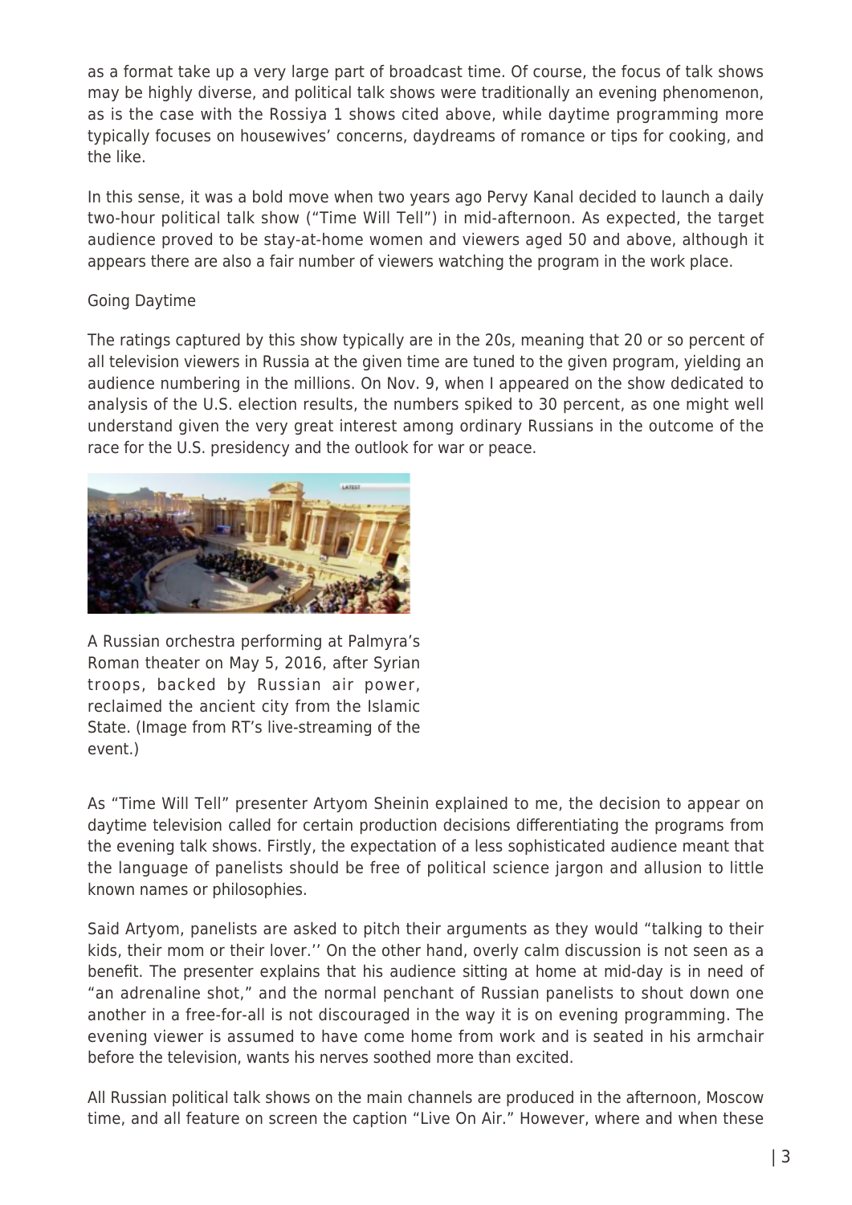as a format take up a very large part of broadcast time. Of course, the focus of talk shows may be highly diverse, and political talk shows were traditionally an evening phenomenon, as is the case with the Rossiya 1 shows cited above, while daytime programming more typically focuses on housewives' concerns, daydreams of romance or tips for cooking, and the like.

In this sense, it was a bold move when two years ago Pervy Kanal decided to launch a daily two-hour political talk show ("Time Will Tell") in mid-afternoon. As expected, the target audience proved to be stay-at-home women and viewers aged 50 and above, although it appears there are also a fair number of viewers watching the program in the work place.

## Going Daytime

The ratings captured by this show typically are in the 20s, meaning that 20 or so percent of all television viewers in Russia at the given time are tuned to the given program, yielding an audience numbering in the millions. On Nov. 9, when I appeared on the show dedicated to analysis of the U.S. election results, the numbers spiked to 30 percent, as one might well understand given the very great interest among ordinary Russians in the outcome of the race for the U.S. presidency and the outlook for war or peace.

A Russian orchestra performing at Palmyra's Roman theater on May 5, 2016, after Syrian troops, backed by Russian air power, reclaimed the ancient city from the Islamic State. (Image from RT's live-streaming of the event.)

As "Time Will Tell" presenter Artyom Sheinin explained to me, the decision to appear on daytime television called for certain production decisions differentiating the programs from the evening talk shows. Firstly, the expectation of a less sophisticated audience meant that the language of panelists should be free of political science jargon and allusion to little known names or philosophies.

Said Artyom, panelists are asked to pitch their arguments as they would "talking to their kids, their mom or their lover.'' On the other hand, overly calm discussion is not seen as a benefit. The presenter explains that his audience sitting at home at mid-day is in need of "an adrenaline shot," and the normal penchant of Russian panelists to shout down one another in a free-for-all is not discouraged in the way it is on evening programming. The evening viewer is assumed to have come home from work and is seated in his armchair before the television, wants his nerves soothed more than excited.

All Russian political talk shows on the main channels are produced in the afternoon, Moscow time, and all feature on screen the caption "Live On Air." However, where and when these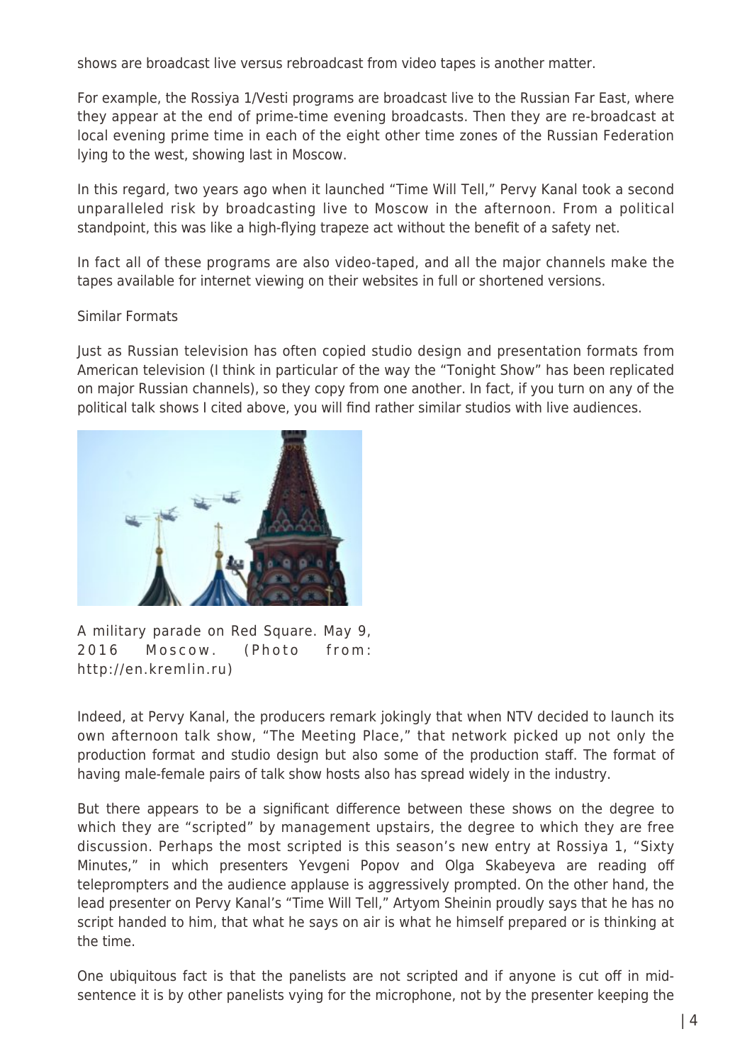shows are broadcast live versus rebroadcast from video tapes is another matter.

For example, the Rossiya 1/Vesti programs are broadcast live to the Russian Far East, where they appear at the end of prime-time evening broadcasts. Then they are re-broadcast at local evening prime time in each of the eight other time zones of the Russian Federation lying to the west, showing last in Moscow.

In this regard, two years ago when it launched "Time Will Tell," Pervy Kanal took a second unparalleled risk by broadcasting live to Moscow in the afternoon. From a political standpoint, this was like a high-flying trapeze act without the benefit of a safety net.

In fact all of these programs are also video-taped, and all the major channels make the tapes available for internet viewing on their websites in full or shortened versions.

Similar Formats

Just as Russian television has often copied studio design and presentation formats from American television (I think in particular of the way the "Tonight Show" has been replicated on major Russian channels), so they copy from one another. In fact, if you turn on any of the political talk shows I cited above, you will find rather similar studios with live audiences.

A military parade on Red Square. May 9, 2016 Moscow. (Photo from: http://en.kremlin.ru)

Indeed, at Pervy Kanal, the producers remark jokingly that when NTV decided to launch its own afternoon talk show, "The Meeting Place," that network picked up not only the production format and studio design but also some of the production staff. The format of having male-female pairs of talk show hosts also has spread widely in the industry.

But there appears to be a significant difference between these shows on the degree to which they are "scripted" by management upstairs, the degree to which they are free discussion. Perhaps the most scripted is this season's new entry at Rossiya 1, "Sixty Minutes," in which presenters Yevgeni Popov and Olga Skabeyeva are reading off teleprompters and the audience applause is aggressively prompted. On the other hand, the lead presenter on Pervy Kanal's "Time Will Tell," Artyom Sheinin proudly says that he has no script handed to him, that what he says on air is what he himself prepared or is thinking at the time.

One ubiquitous fact is that the panelists are not scripted and if anyone is cut off in mid-sentence it is by other panelists vying for the microphone, not by the presenter keeping the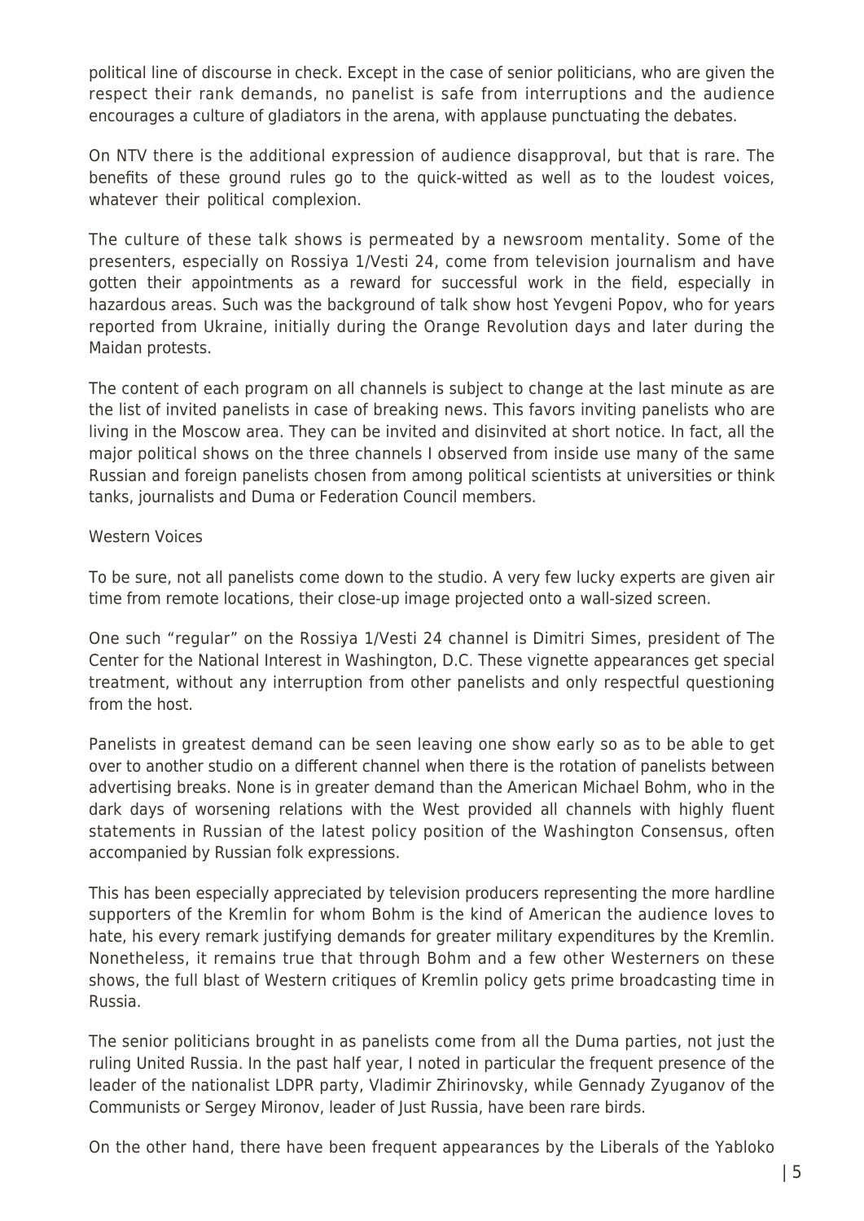political line of discourse in check. Except in the case of senior politicians, who are given the respect their rank demands, no panelist is safe from interruptions and the audience encourages a culture of gladiators in the arena, with applause punctuating the debates.

On NTV there is the additional expression of audience disapproval, but that is rare. The benefits of these ground rules go to the quick-witted as well as to the loudest voices, whatever their political complexion.

The culture of these talk shows is permeated by a newsroom mentality. Some of the presenters, especially on Rossiya 1/Vesti 24, come from television journalism and have gotten their appointments as a reward for successful work in the field, especially in hazardous areas. Such was the background of talk show host Yevgeni Popov, who for years reported from Ukraine, initially during the Orange Revolution days and later during the Maidan protests.

The content of each program on all channels is subject to change at the last minute as are the list of invited panelists in case of breaking news. This favors inviting panelists who are living in the Moscow area. They can be invited and disinvited at short notice. In fact, all the major political shows on the three channels I observed from inside use many of the same Russian and foreign panelists chosen from among political scientists at universities or think tanks, journalists and Duma or Federation Council members.

## Western Voices

To be sure, not all panelists come down to the studio. A very few lucky experts are given air time from remote locations, their close-up image projected onto a wall-sized screen.

One such "regular" on the Rossiya 1/Vesti 24 channel is Dimitri Simes, president of The Center for the National Interest in Washington, D.C. These vignette appearances get special treatment, without any interruption from other panelists and only respectful questioning from the host.

Panelists in greatest demand can be seen leaving one show early so as to be able to get over to another studio on a different channel when there is the rotation of panelists between advertising breaks. None is in greater demand than the American Michael Bohm, who in the dark days of worsening relations with the West provided all channels with highly fluent statements in Russian of the latest policy position of the Washington Consensus, often accompanied by Russian folk expressions.

This has been especially appreciated by television producers representing the more hardline supporters of the Kremlin for whom Bohm is the kind of American the audience loves to hate, his every remark justifying demands for greater military expenditures by the Kremlin. Nonetheless, it remains true that through Bohm and a few other Westerners on these shows, the full blast of Western critiques of Kremlin policy gets prime broadcasting time in Russia.

The senior politicians brought in as panelists come from all the Duma parties, not just the ruling United Russia. In the past half year, I noted in particular the frequent presence of the leader of the nationalist LDPR party, Vladimir Zhirinovsky, while Gennady Zyuganov of the Communists or Sergey Mironov, leader of Just Russia, have been rare birds.

On the other hand, there have been frequent appearances by the Liberals of the Yabloko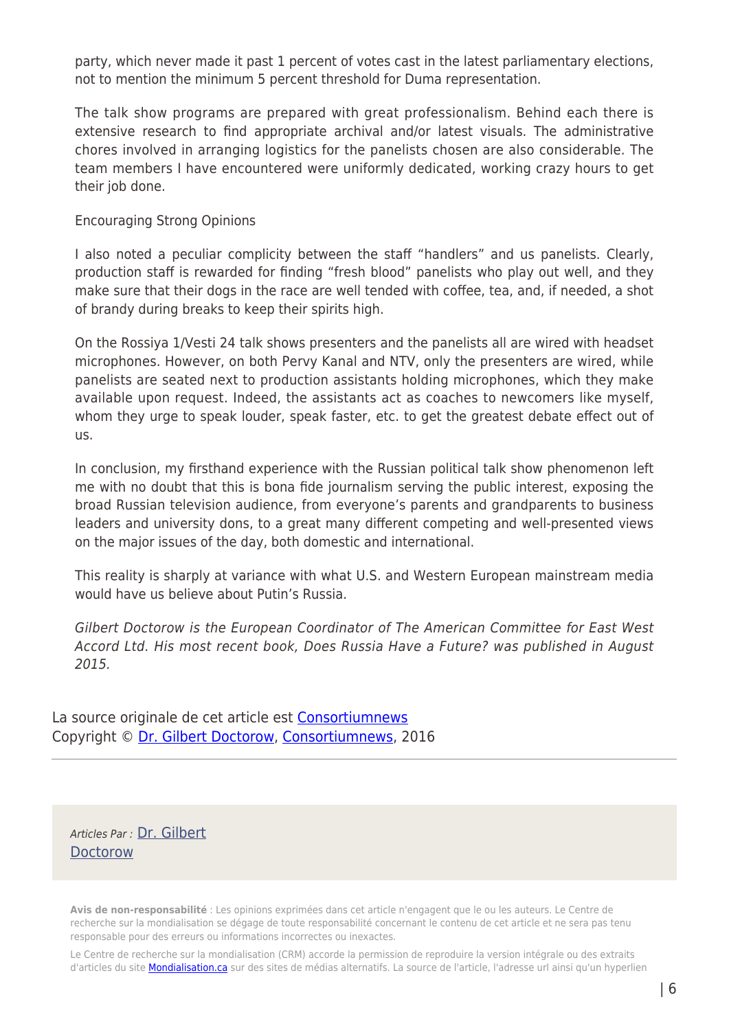party, which never made it past 1 percent of votes cast in the latest parliamentary elections, not to mention the minimum 5 percent threshold for Duma representation.

The talk show programs are prepared with great professionalism. Behind each there is extensive research to find appropriate archival and/or latest visuals. The administrative chores involved in arranging logistics for the panelists chosen are also considerable. The team members I have encountered were uniformly dedicated, working crazy hours to get their job done.

Encouraging Strong Opinions

I also noted a peculiar complicity between the staff "handlers" and us panelists. Clearly, production staff is rewarded for finding "fresh blood" panelists who play out well, and they make sure that their dogs in the race are well tended with coffee, tea, and, if needed, a shot of brandy during breaks to keep their spirits high.

On the Rossiya 1/Vesti 24 talk shows presenters and the panelists all are wired with headset microphones. However, on both Pervy Kanal and NTV, only the presenters are wired, while panelists are seated next to production assistants holding microphones, which they make available upon request. Indeed, the assistants act as coaches to newcomers like myself, whom they urge to speak louder, speak faster, etc. to get the greatest debate effect out of us.

In conclusion, my firsthand experience with the Russian political talk show phenomenon left me with no doubt that this is bona fide journalism serving the public interest, exposing the broad Russian television audience, from everyone's parents and grandparents to business leaders and university dons, to a great many different competing and well-presented views on the major issues of the day, both domestic and international.

This reality is sharply at variance with what U.S. and Western European mainstream media would have us believe about Putin's Russia.

*Gilbert Doctorow is the European Coordinator of The American Committee for East West Accord Ltd. His most recent book, Does Russia Have a Future? was published in August 2015.*

La source originale de cet article est Consortiumnews
Copyright © Dr. Gilbert Doctorow, Consortiumnews, 2016

*Articles Par :* Dr. Gilbert Doctorow

**Avis de non-responsabilité** : Les opinions exprimées dans cet article n'engagent que le ou les auteurs. Le Centre de recherche sur la mondialisation se dégage de toute responsabilité concernant le contenu de cet article et ne sera pas tenu responsable pour des erreurs ou informations incorrectes ou inexactes.

Le Centre de recherche sur la mondialisation (CRM) accorde la permission de reproduire la version intégrale ou des extraits d'articles du site Mondialisation.ca sur des sites de médias alternatifs. La source de l'article, l'adresse url ainsi qu'un hyperlien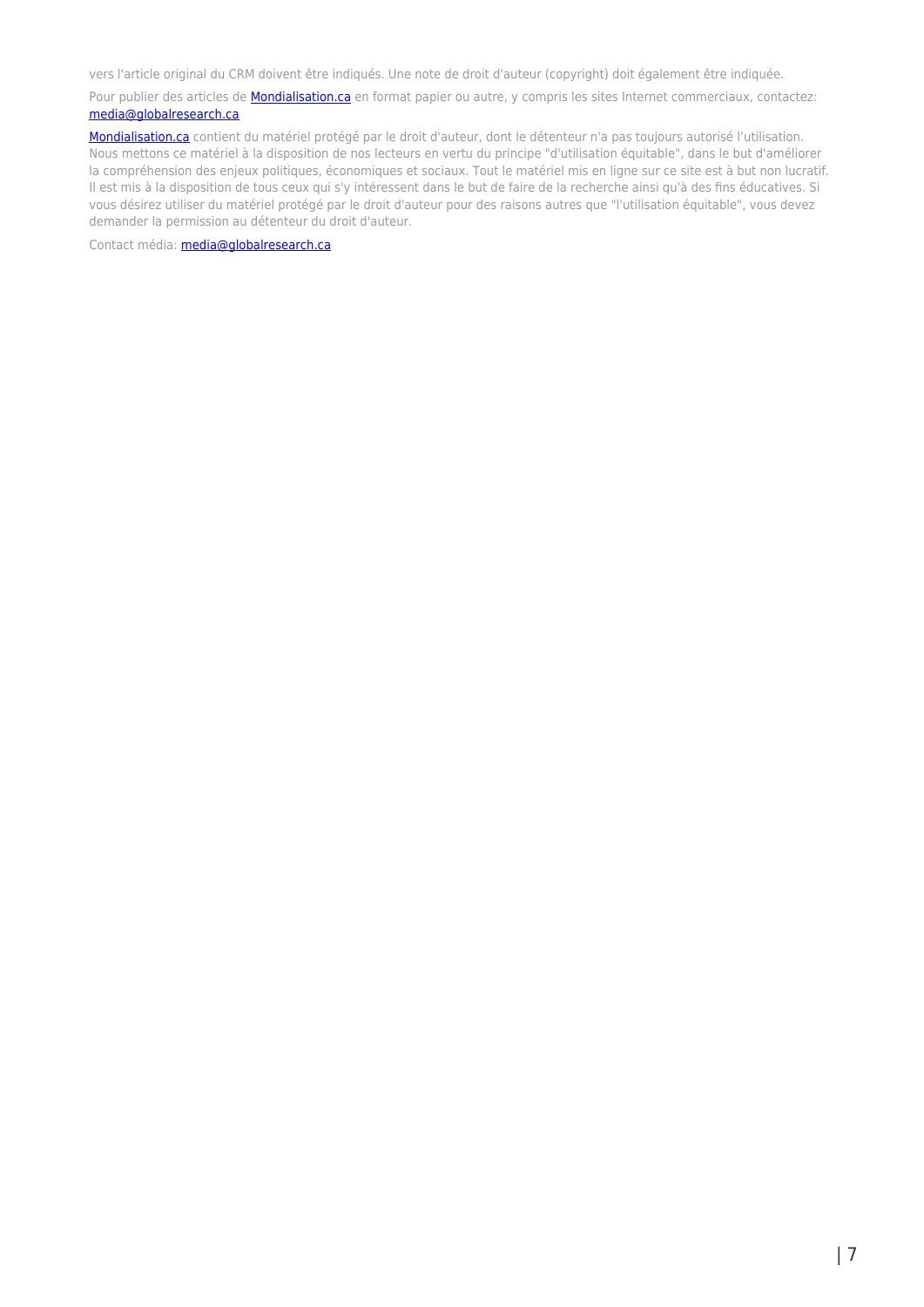vers l'article original du CRM doivent être indiqués. Une note de droit d'auteur (copyright) doit également être indiquée.

Pour publier des articles de [Mondialisation.ca](Mondialisation.ca) en format papier ou autre, y compris les sites Internet commerciaux, contactez: [media@globalresearch.ca](mailto:media@globalresearch.ca)

[Mondialisation.ca](Mondialisation.ca) contient du matériel protégé par le droit d'auteur, dont le détenteur n'a pas toujours autorisé l'utilisation. Nous mettons ce matériel à la disposition de nos lecteurs en vertu du principe "d'utilisation équitable", dans le but d'améliorer la compréhension des enjeux politiques, économiques et sociaux. Tout le matériel mis en ligne sur ce site est à but non lucratif. Il est mis à la disposition de tous ceux qui s'y intéressent dans le but de faire de la recherche ainsi qu'à des fins éducatives. Si vous désirez utiliser du matériel protégé par le droit d'auteur pour des raisons autres que "l'utilisation équitable", vous devez demander la permission au détenteur du droit d'auteur.

Contact média: [media@globalresearch.ca](mailto:media@globalresearch.ca)